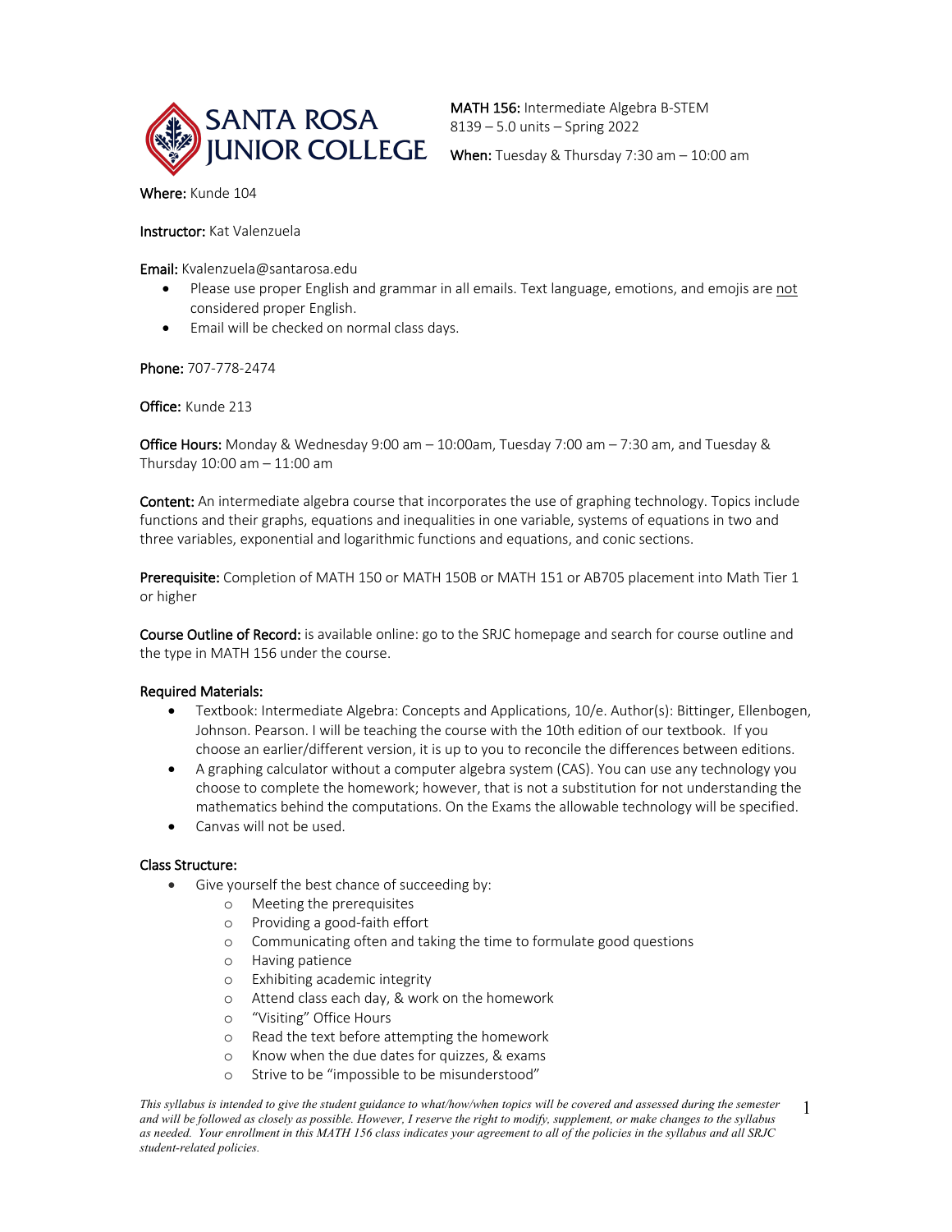**MATH 156:** Intermediate Algebra B-STEM
8139 – 5.0 units – Spring 2022

**When:** Tuesday & Thursday 7:30 am – 10:00 am

**Where:** Kunde 104

**Instructor:** Kat Valenzuela

**Email:** Kvalenzuela@santarosa.edu

- Please use proper English and grammar in all emails. Text language, emotions, and emojis are not considered proper English.
- Email will be checked on normal class days.

**Phone:** 707-778-2474

**Office:** Kunde 213

**Office Hours:** Monday & Wednesday 9:00 am – 10:00am, Tuesday 7:00 am – 7:30 am, and Tuesday & Thursday 10:00 am – 11:00 am

**Content:** An intermediate algebra course that incorporates the use of graphing technology. Topics include functions and their graphs, equations and inequalities in one variable, systems of equations in two and three variables, exponential and logarithmic functions and equations, and conic sections.

**Prerequisite:** Completion of MATH 150 or MATH 150B or MATH 151 or AB705 placement into Math Tier 1 or higher

**Course Outline of Record:** is available online: go to the SRJC homepage and search for course outline and the type in MATH 156 under the course.

**Required Materials:**

- Textbook: Intermediate Algebra: Concepts and Applications, 10/e. Author(s): Bittinger, Ellenbogen, Johnson. Pearson. I will be teaching the course with the 10th edition of our textbook. If you choose an earlier/different version, it is up to you to reconcile the differences between editions.
- A graphing calculator without a computer algebra system (CAS). You can use any technology you choose to complete the homework; however, that is not a substitution for not understanding the mathematics behind the computations. On the Exams the allowable technology will be specified.
- Canvas will not be used.

**Class Structure:**

- Give yourself the best chance of succeeding by:
  - Meeting the prerequisites
  - Providing a good-faith effort
  - Communicating often and taking the time to formulate good questions
  - Having patience
  - Exhibiting academic integrity
  - Attend class each day, & work on the homework
  - "Visiting" Office Hours
  - Read the text before attempting the homework
  - Know when the due dates for quizzes, & exams
  - Strive to be "impossible to be misunderstood"

*This syllabus is intended to give the student guidance to what/how/when topics will be covered and assessed during the semester and will be followed as closely as possible. However, I reserve the right to modify, supplement, or make changes to the syllabus as needed. Your enrollment in this MATH 156 class indicates your agreement to all of the policies in the syllabus and all SRJC student-related policies.*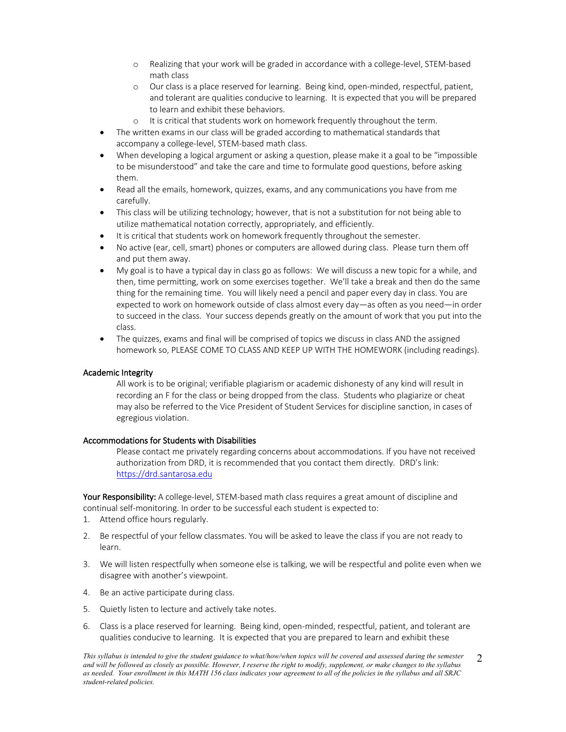- Realizing that your work will be graded in accordance with a college-level, STEM-based math class
    - Our class is a place reserved for learning. Being kind, open-minded, respectful, patient, and tolerant are qualities conducive to learning. It is expected that you will be prepared to learn and exhibit these behaviors.
    - It is critical that students work on homework frequently throughout the term.
- The written exams in our class will be graded according to mathematical standards that accompany a college-level, STEM-based math class.
- When developing a logical argument or asking a question, please make it a goal to be "impossible to be misunderstood" and take the care and time to formulate good questions, before asking them.
- Read all the emails, homework, quizzes, exams, and any communications you have from me carefully.
- This class will be utilizing technology; however, that is not a substitution for not being able to utilize mathematical notation correctly, appropriately, and efficiently.
- It is critical that students work on homework frequently throughout the semester.
- No active (ear, cell, smart) phones or computers are allowed during class. Please turn them off and put them away.
- My goal is to have a typical day in class go as follows: We will discuss a new topic for a while, and then, time permitting, work on some exercises together. We'll take a break and then do the same thing for the remaining time. You will likely need a pencil and paper every day in class. You are expected to work on homework outside of class almost every day—as often as you need—in order to succeed in the class. Your success depends greatly on the amount of work that you put into the class.
- The quizzes, exams and final will be comprised of topics we discuss in class AND the assigned homework so, PLEASE COME TO CLASS AND KEEP UP WITH THE HOMEWORK (including readings).

### Academic Integrity

All work is to be original; verifiable plagiarism or academic dishonesty of any kind will result in recording an F for the class or being dropped from the class. Students who plagiarize or cheat may also be referred to the Vice President of Student Services for discipline sanction, in cases of egregious violation.

### Accommodations for Students with Disabilities

Please contact me privately regarding concerns about accommodations. If you have not received authorization from DRD, it is recommended that you contact them directly. DRD's link: [https://drd.santarosa.edu](https://drd.santarosa.edu)

**Your Responsibility:** A college-level, STEM-based math class requires a great amount of discipline and continual self-monitoring. In order to be successful each student is expected to:

1. Attend office hours regularly.
2. Be respectful of your fellow classmates. You will be asked to leave the class if you are not ready to learn.
3. We will listen respectfully when someone else is talking, we will be respectful and polite even when we disagree with another's viewpoint.
4. Be an active participate during class.
5. Quietly listen to lecture and actively take notes.
6. Class is a place reserved for learning. Being kind, open-minded, respectful, patient, and tolerant are qualities conducive to learning. It is expected that you are prepared to learn and exhibit these

*This syllabus is intended to give the student guidance to what/how/when topics will be covered and assessed during the semester and will be followed as closely as possible. However, I reserve the right to modify, supplement, or make changes to the syllabus as needed. Your enrollment in this MATH 156 class indicates your agreement to all of the policies in the syllabus and all SRJC student-related policies.*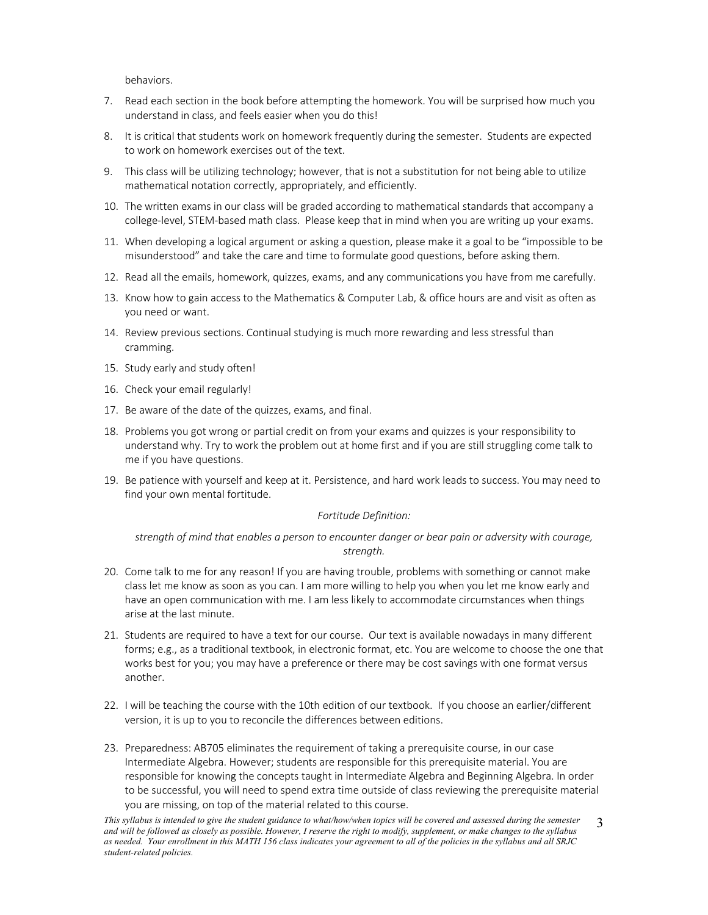behaviors.

7. Read each section in the book before attempting the homework. You will be surprised how much you understand in class, and feels easier when you do this!
8. It is critical that students work on homework frequently during the semester. Students are expected to work on homework exercises out of the text.
9. This class will be utilizing technology; however, that is not a substitution for not being able to utilize mathematical notation correctly, appropriately, and efficiently.
10. The written exams in our class will be graded according to mathematical standards that accompany a college-level, STEM-based math class. Please keep that in mind when you are writing up your exams.
11. When developing a logical argument or asking a question, please make it a goal to be "impossible to be misunderstood" and take the care and time to formulate good questions, before asking them.
12. Read all the emails, homework, quizzes, exams, and any communications you have from me carefully.
13. Know how to gain access to the Mathematics & Computer Lab, & office hours are and visit as often as you need or want.
14. Review previous sections. Continual studying is much more rewarding and less stressful than cramming.
15. Study early and study often!
16. Check your email regularly!
17. Be aware of the date of the quizzes, exams, and final.
18. Problems you got wrong or partial credit on from your exams and quizzes is your responsibility to understand why. Try to work the problem out at home first and if you are still struggling come talk to me if you have questions.
19. Be patience with yourself and keep at it. Persistence, and hard work leads to success. You may need to find your own mental fortitude.

    *Fortitude Definition:*

    *strength of mind that enables a person to encounter danger or bear pain or adversity with courage, strength.*

20. Come talk to me for any reason! If you are having trouble, problems with something or cannot make class let me know as soon as you can. I am more willing to help you when you let me know early and have an open communication with me. I am less likely to accommodate circumstances when things arise at the last minute.
21. Students are required to have a text for our course. Our text is available nowadays in many different forms; e.g., as a traditional textbook, in electronic format, etc. You are welcome to choose the one that works best for you; you may have a preference or there may be cost savings with one format versus another.
22. I will be teaching the course with the 10th edition of our textbook. If you choose an earlier/different version, it is up to you to reconcile the differences between editions.
23. Preparedness: AB705 eliminates the requirement of taking a prerequisite course, in our case Intermediate Algebra. However; students are responsible for this prerequisite material. You are responsible for knowing the concepts taught in Intermediate Algebra and Beginning Algebra. In order to be successful, you will need to spend extra time outside of class reviewing the prerequisite material you are missing, on top of the material related to this course.

*This syllabus is intended to give the student guidance to what/how/when topics will be covered and assessed during the semester and will be followed as closely as possible. However, I reserve the right to modify, supplement, or make changes to the syllabus as needed. Your enrollment in this MATH 156 class indicates your agreement to all of the policies in the syllabus and all SRJC student-related policies.*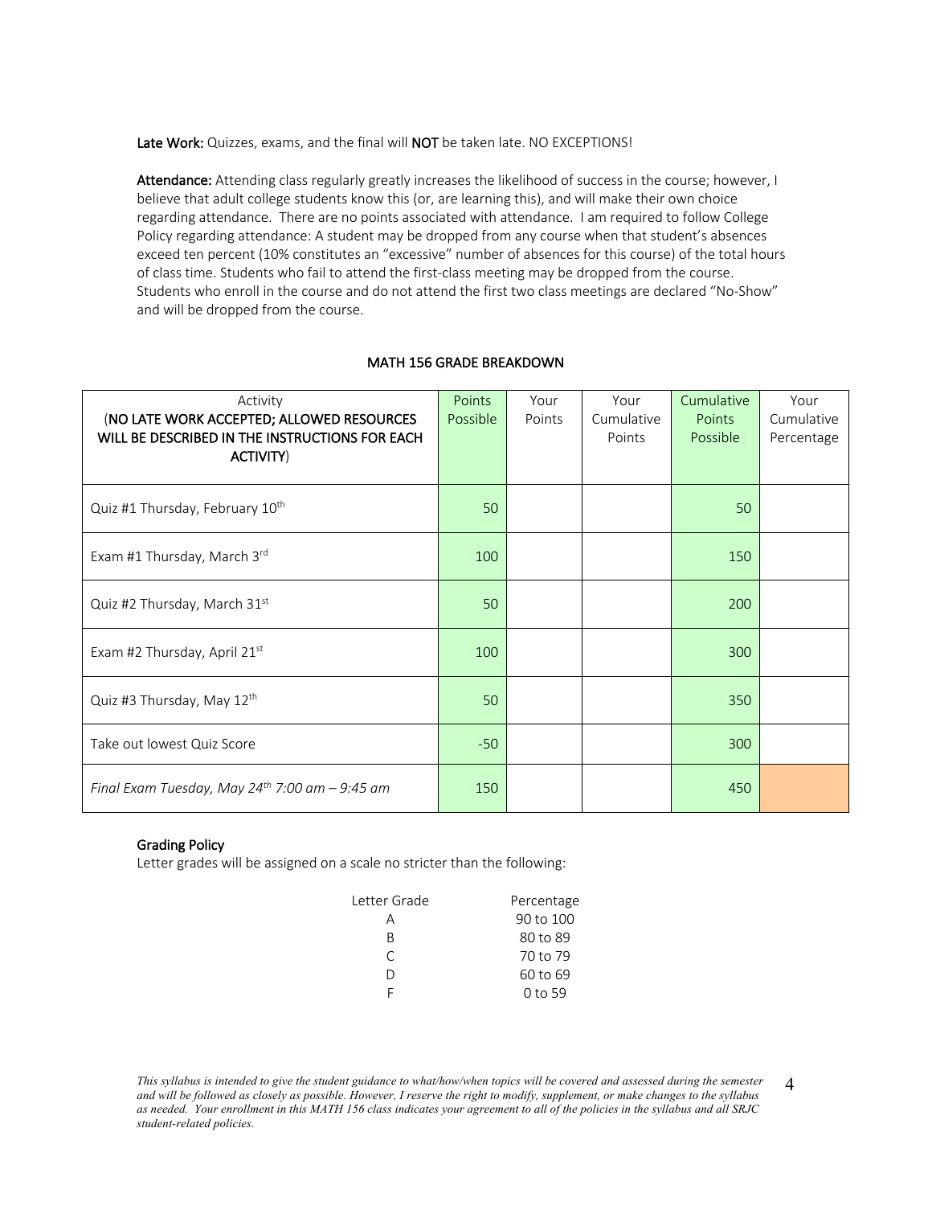**Late Work:** Quizzes, exams, and the final will **NOT** be taken late. NO EXCEPTIONS!

**Attendance:** Attending class regularly greatly increases the likelihood of success in the course; however, I believe that adult college students know this (or, are learning this), and will make their own choice regarding attendance. There are no points associated with attendance. I am required to follow College Policy regarding attendance: A student may be dropped from any course when that student's absences exceed ten percent (10% constitutes an "excessive" number of absences for this course) of the total hours of class time. Students who fail to attend the first-class meeting may be dropped from the course. Students who enroll in the course and do not attend the first two class meetings are declared "No-Show" and will be dropped from the course.

## MATH 156 GRADE BREAKDOWN

| Activity (**NO LATE WORK ACCEPTED; ALLOWED RESOURCES WILL BE DESCRIBED IN THE INSTRUCTIONS FOR EACH ACTIVITY**) | Points Possible | Your Points | Your Cumulative Points | Cumulative Points Possible | Your Cumulative Percentage |
|---|---|---|---|---|---|
| Quiz #1 Thursday, February 10th | 50 | | | 50 | |
| Exam #1 Thursday, March 3rd | 100 | | | 150 | |
| Quiz #2 Thursday, March 31st | 50 | | | 200 | |
| Exam #2 Thursday, April 21st | 100 | | | 300 | |
| Quiz #3 Thursday, May 12th | 50 | | | 350 | |
| Take out lowest Quiz Score | -50 | | | 300 | |
| *Final Exam Tuesday, May 24th 7:00 am – 9:45 am* | 150 | | | 450 | |

### Grading Policy

Letter grades will be assigned on a scale no stricter than the following:

| Letter Grade | Percentage |
|---|---|
| A | 90 to 100 |
| B | 80 to 89 |
| C | 70 to 79 |
| D | 60 to 69 |
| F | 0 to 59 |

*This syllabus is intended to give the student guidance to what/how/when topics will be covered and assessed during the semester and will be followed as closely as possible. However, I reserve the right to modify, supplement, or make changes to the syllabus as needed. Your enrollment in this MATH 156 class indicates your agreement to all of the policies in the syllabus and all SRJC student-related policies.*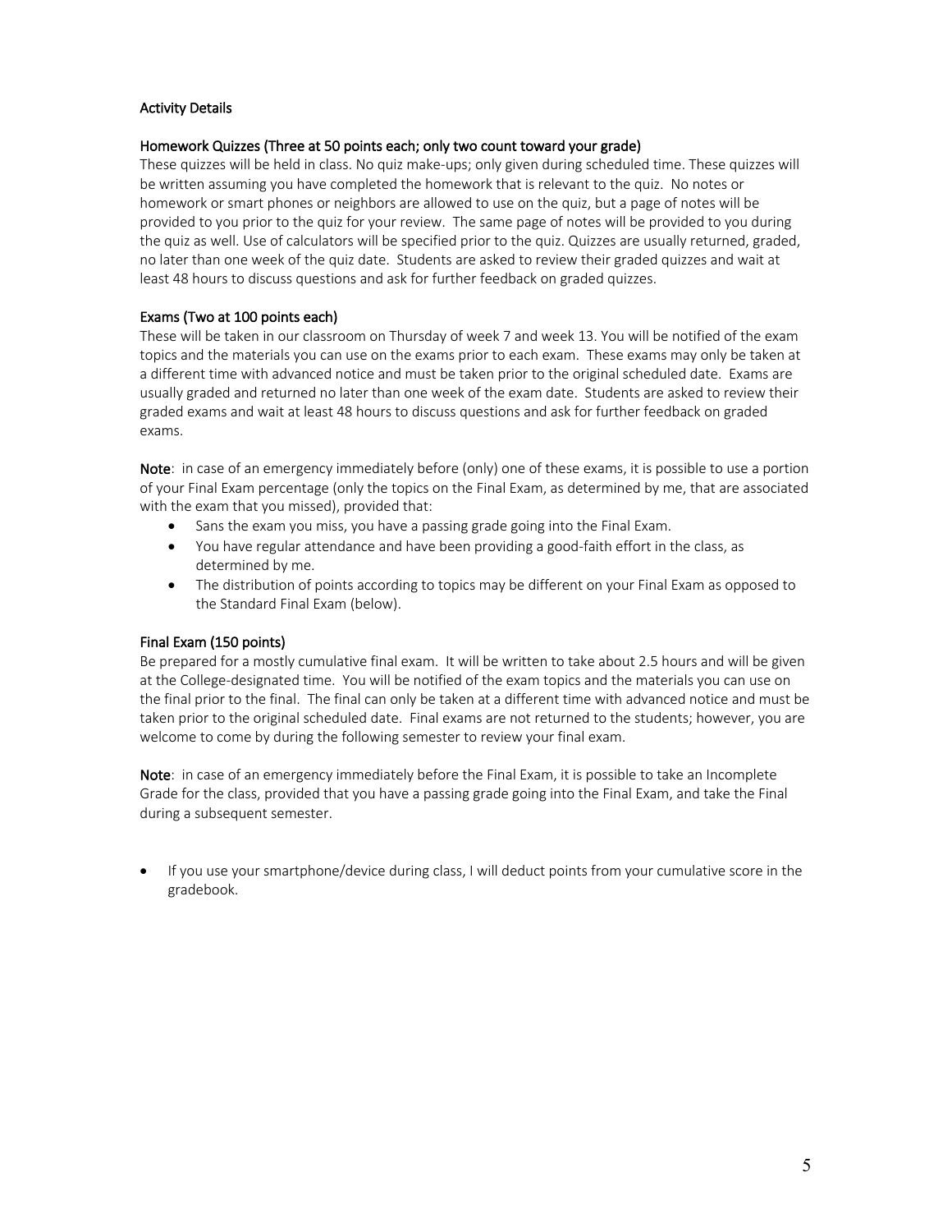## Activity Details

### Homework Quizzes (Three at 50 points each; only two count toward your grade)

These quizzes will be held in class. No quiz make-ups; only given during scheduled time. These quizzes will be written assuming you have completed the homework that is relevant to the quiz. No notes or homework or smart phones or neighbors are allowed to use on the quiz, but a page of notes will be provided to you prior to the quiz for your review. The same page of notes will be provided to you during the quiz as well. Use of calculators will be specified prior to the quiz. Quizzes are usually returned, graded, no later than one week of the quiz date. Students are asked to review their graded quizzes and wait at least 48 hours to discuss questions and ask for further feedback on graded quizzes.

### Exams (Two at 100 points each)

These will be taken in our classroom on Thursday of week 7 and week 13. You will be notified of the exam topics and the materials you can use on the exams prior to each exam. These exams may only be taken at a different time with advanced notice and must be taken prior to the original scheduled date. Exams are usually graded and returned no later than one week of the exam date. Students are asked to review their graded exams and wait at least 48 hours to discuss questions and ask for further feedback on graded exams.

**Note**: in case of an emergency immediately before (only) one of these exams, it is possible to use a portion of your Final Exam percentage (only the topics on the Final Exam, as determined by me, that are associated with the exam that you missed), provided that:

- Sans the exam you miss, you have a passing grade going into the Final Exam.
- You have regular attendance and have been providing a good-faith effort in the class, as determined by me.
- The distribution of points according to topics may be different on your Final Exam as opposed to the Standard Final Exam (below).

### Final Exam (150 points)

Be prepared for a mostly cumulative final exam. It will be written to take about 2.5 hours and will be given at the College-designated time. You will be notified of the exam topics and the materials you can use on the final prior to the final. The final can only be taken at a different time with advanced notice and must be taken prior to the original scheduled date. Final exams are not returned to the students; however, you are welcome to come by during the following semester to review your final exam.

**Note**: in case of an emergency immediately before the Final Exam, it is possible to take an Incomplete Grade for the class, provided that you have a passing grade going into the Final Exam, and take the Final during a subsequent semester.

- If you use your smartphone/device during class, I will deduct points from your cumulative score in the gradebook.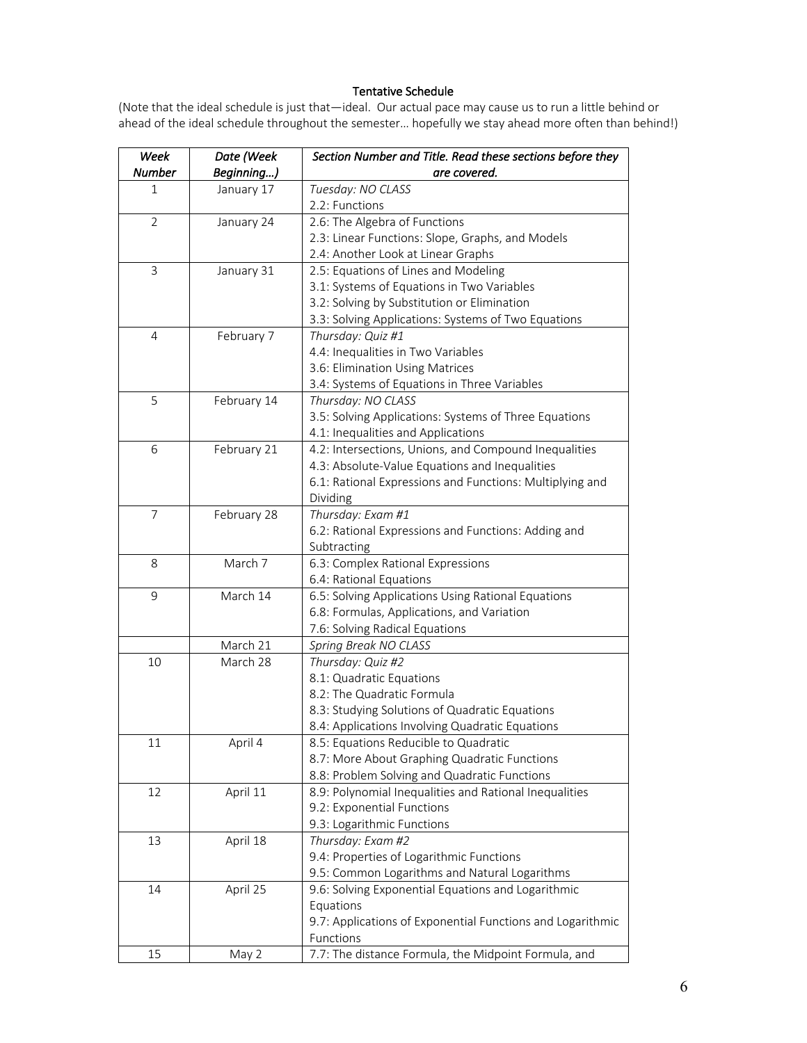**Tentative Schedule**

(Note that the ideal schedule is just that—ideal. Our actual pace may cause us to run a little behind or ahead of the ideal schedule throughout the semester… hopefully we stay ahead more often than behind!)

| *Week Number* | *Date (Week Beginning…)* | *Section Number and Title. Read these sections before they are covered.* |
|---|---|---|
| 1 | January 17 | *Tuesday: NO CLASS*<br>2.2: Functions |
| 2 | January 24 | 2.6: The Algebra of Functions<br>2.3: Linear Functions: Slope, Graphs, and Models<br>2.4: Another Look at Linear Graphs |
| 3 | January 31 | 2.5: Equations of Lines and Modeling<br>3.1: Systems of Equations in Two Variables<br>3.2: Solving by Substitution or Elimination<br>3.3: Solving Applications: Systems of Two Equations |
| 4 | February 7 | *Thursday: Quiz #1*<br>4.4: Inequalities in Two Variables<br>3.6: Elimination Using Matrices<br>3.4: Systems of Equations in Three Variables |
| 5 | February 14 | *Thursday: NO CLASS*<br>3.5: Solving Applications: Systems of Three Equations<br>4.1: Inequalities and Applications |
| 6 | February 21 | 4.2: Intersections, Unions, and Compound Inequalities<br>4.3: Absolute-Value Equations and Inequalities<br>6.1: Rational Expressions and Functions: Multiplying and Dividing |
| 7 | February 28 | *Thursday: Exam #1*<br>6.2: Rational Expressions and Functions: Adding and Subtracting |
| 8 | March 7 | 6.3: Complex Rational Expressions<br>6.4: Rational Equations |
| 9 | March 14 | 6.5: Solving Applications Using Rational Equations<br>6.8: Formulas, Applications, and Variation<br>7.6: Solving Radical Equations |
|  | March 21 | *Spring Break NO CLASS* |
| 10 | March 28 | *Thursday: Quiz #2*<br>8.1: Quadratic Equations<br>8.2: The Quadratic Formula<br>8.3: Studying Solutions of Quadratic Equations<br>8.4: Applications Involving Quadratic Equations |
| 11 | April 4 | 8.5: Equations Reducible to Quadratic<br>8.7: More About Graphing Quadratic Functions<br>8.8: Problem Solving and Quadratic Functions |
| 12 | April 11 | 8.9: Polynomial Inequalities and Rational Inequalities<br>9.2: Exponential Functions<br>9.3: Logarithmic Functions |
| 13 | April 18 | *Thursday: Exam #2*<br>9.4: Properties of Logarithmic Functions<br>9.5: Common Logarithms and Natural Logarithms |
| 14 | April 25 | 9.6: Solving Exponential Equations and Logarithmic Equations<br>9.7: Applications of Exponential Functions and Logarithmic Functions |
| 15 | May 2 | 7.7: The distance Formula, the Midpoint Formula, and |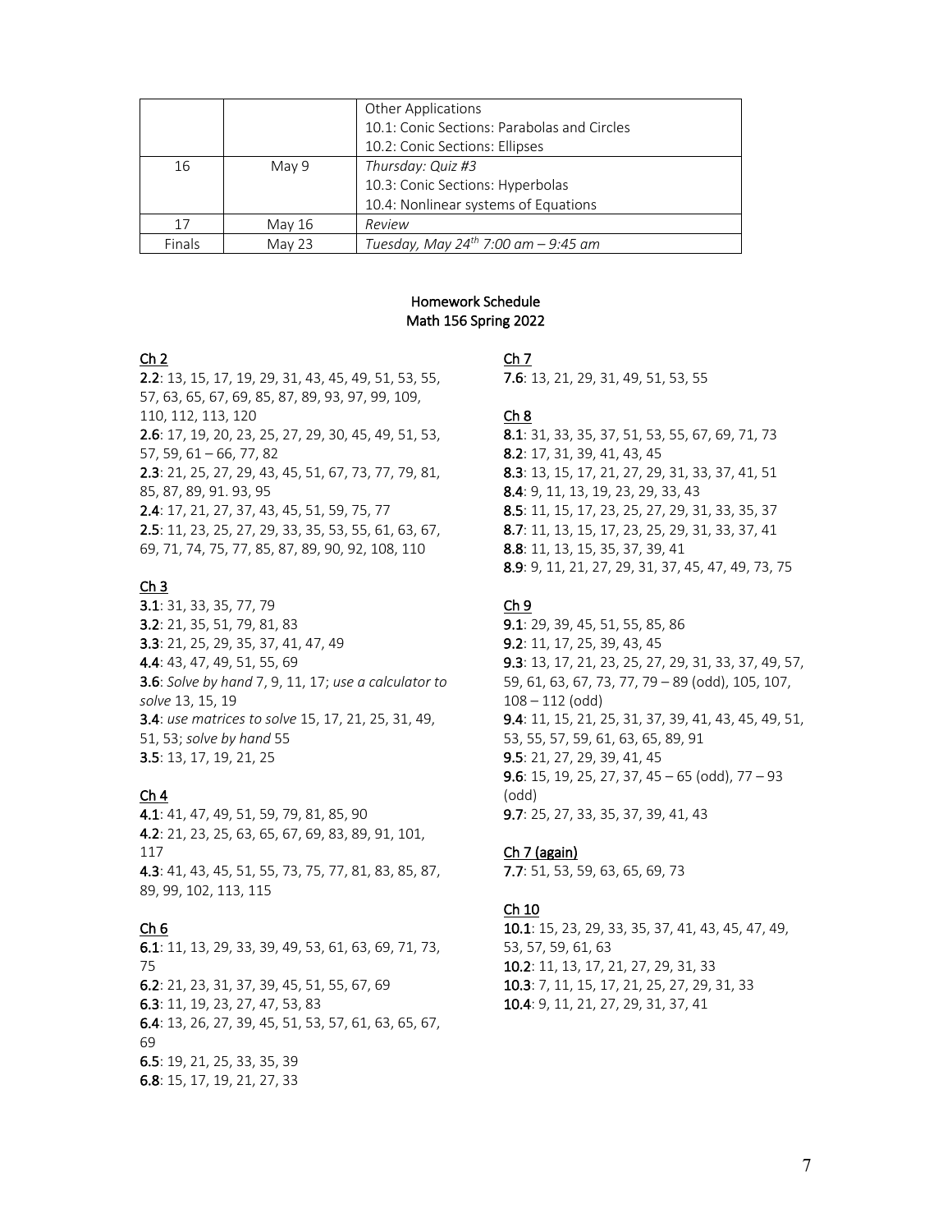| | | |
|---|---|---|
| | | Other Applications<br>10.1: Conic Sections: Parabolas and Circles<br>10.2: Conic Sections: Ellipses |
| 16 | May 9 | *Thursday: Quiz #3*<br>10.3: Conic Sections: Hyperbolas<br>10.4: Nonlinear systems of Equations |
| 17 | May 16 | *Review* |
| Finals | May 23 | *Tuesday, May 24th 7:00 am – 9:45 am* |

## Homework Schedule
## Math 156 Spring 2022

### Ch 2

**2.2**: 13, 15, 17, 19, 29, 31, 43, 45, 49, 51, 53, 55, 57, 63, 65, 67, 69, 85, 87, 89, 93, 97, 99, 109, 110, 112, 113, 120
**2.6**: 17, 19, 20, 23, 25, 27, 29, 30, 45, 49, 51, 53, 57, 59, 61 – 66, 77, 82
**2.3**: 21, 25, 27, 29, 43, 45, 51, 67, 73, 77, 79, 81, 85, 87, 89, 91. 93, 95
**2.4**: 17, 21, 27, 37, 43, 45, 51, 59, 75, 77
**2.5**: 11, 23, 25, 27, 29, 33, 35, 53, 55, 61, 63, 67, 69, 71, 74, 75, 77, 85, 87, 89, 90, 92, 108, 110

### Ch 3

**3.1**: 31, 33, 35, 77, 79
**3.2**: 21, 35, 51, 79, 81, 83
**3.3**: 21, 25, 29, 35, 37, 41, 47, 49
**4.4**: 43, 47, 49, 51, 55, 69
**3.6**: *Solve by hand* 7, 9, 11, 17; *use a calculator to solve* 13, 15, 19
**3.4**: *use matrices to solve* 15, 17, 21, 25, 31, 49, 51, 53; *solve by hand* 55
**3.5**: 13, 17, 19, 21, 25

### Ch 4

**4.1**: 41, 47, 49, 51, 59, 79, 81, 85, 90
**4.2**: 21, 23, 25, 63, 65, 67, 69, 83, 89, 91, 101, 117
**4.3**: 41, 43, 45, 51, 55, 73, 75, 77, 81, 83, 85, 87, 89, 99, 102, 113, 115

### Ch 6

**6.1**: 11, 13, 29, 33, 39, 49, 53, 61, 63, 69, 71, 73, 75
**6.2**: 21, 23, 31, 37, 39, 45, 51, 55, 67, 69
**6.3**: 11, 19, 23, 27, 47, 53, 83
**6.4**: 13, 26, 27, 39, 45, 51, 53, 57, 61, 63, 65, 67, 69
**6.5**: 19, 21, 25, 33, 35, 39
**6.8**: 15, 17, 19, 21, 27, 33

### Ch 7

**7.6**: 13, 21, 29, 31, 49, 51, 53, 55

### Ch 8

**8.1**: 31, 33, 35, 37, 51, 53, 55, 67, 69, 71, 73
**8.2**: 17, 31, 39, 41, 43, 45
**8.3**: 13, 15, 17, 21, 27, 29, 31, 33, 37, 41, 51
**8.4**: 9, 11, 13, 19, 23, 29, 33, 43
**8.5**: 11, 15, 17, 23, 25, 27, 29, 31, 33, 35, 37
**8.7**: 11, 13, 15, 17, 23, 25, 29, 31, 33, 37, 41
**8.8**: 11, 13, 15, 35, 37, 39, 41
**8.9**: 9, 11, 21, 27, 29, 31, 37, 45, 47, 49, 73, 75

### Ch 9

**9.1**: 29, 39, 45, 51, 55, 85, 86
**9.2**: 11, 17, 25, 39, 43, 45
**9.3**: 13, 17, 21, 23, 25, 27, 29, 31, 33, 37, 49, 57, 59, 61, 63, 67, 73, 77, 79 – 89 (odd), 105, 107, 108 – 112 (odd)
**9.4**: 11, 15, 21, 25, 31, 37, 39, 41, 43, 45, 49, 51, 53, 55, 57, 59, 61, 63, 65, 89, 91
**9.5**: 21, 27, 29, 39, 41, 45
**9.6**: 15, 19, 25, 27, 37, 45 – 65 (odd), 77 – 93 (odd)
**9.7**: 25, 27, 33, 35, 37, 39, 41, 43

### Ch 7 (again)

**7.7**: 51, 53, 59, 63, 65, 69, 73

### Ch 10

**10.1**: 15, 23, 29, 33, 35, 37, 41, 43, 45, 47, 49, 53, 57, 59, 61, 63
**10.2**: 11, 13, 17, 21, 27, 29, 31, 33
**10.3**: 7, 11, 15, 17, 21, 25, 27, 29, 31, 33
**10.4**: 9, 11, 21, 27, 29, 31, 37, 41